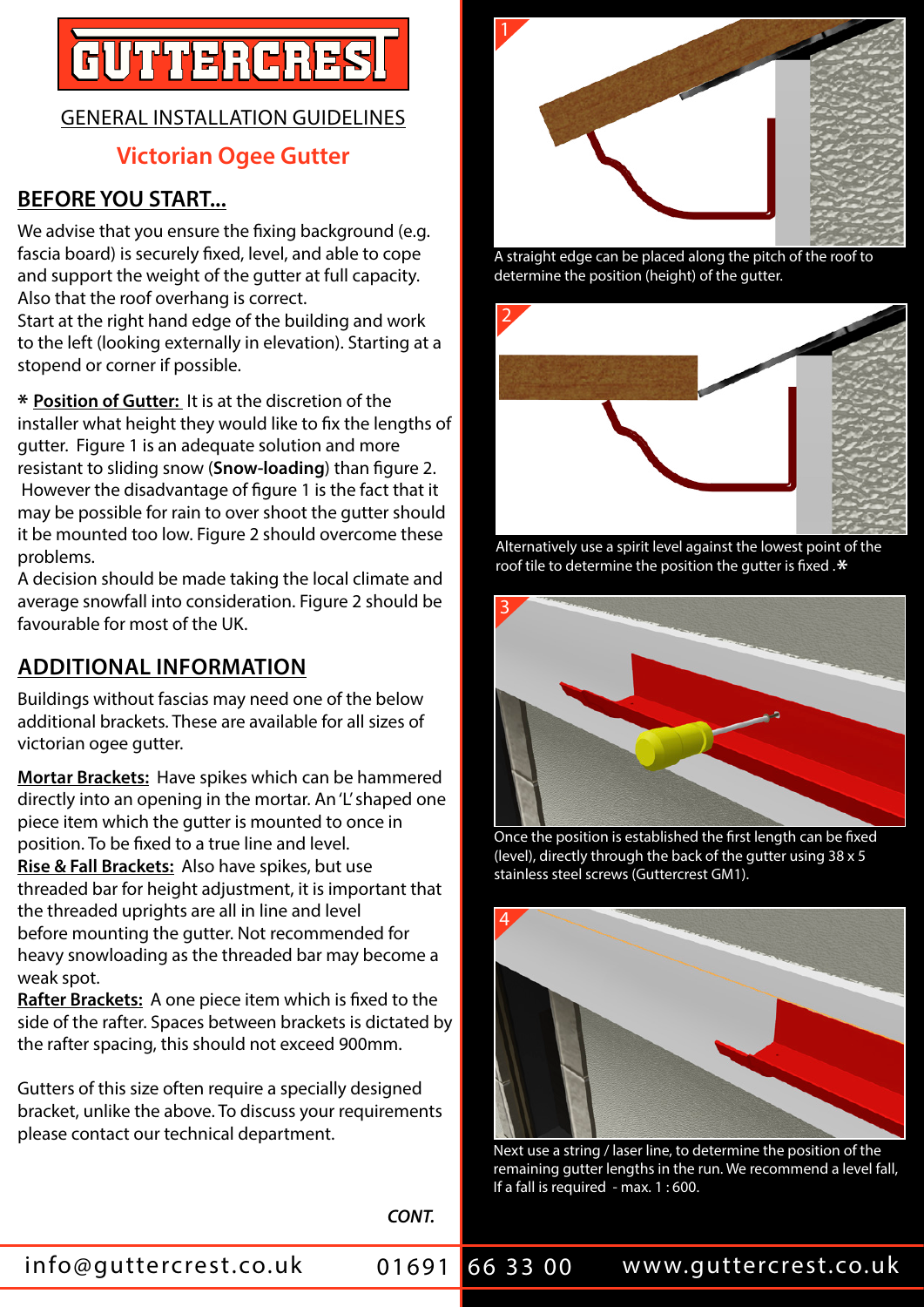# GUTTERCREST

GENERAL INSTALLATION GUIDELINES

## Victorian Ogee Gutter

## BEFORE YOU START...

We advise that you ensure the fixing background (e.g. fascia board) is securely fixed, level, and able to cope and support the weight of the gutter at full capacity. Also that the roof overhang is correct.
Start at the right hand edge of the building and work to the left (looking externally in elevation). Starting at a stopend or corner if possible.

* **Position of Gutter:** It is at the discretion of the installer what height they would like to fix the lengths of gutter. Figure 1 is an adequate solution and more resistant to sliding snow (**Snow-loading**) than figure 2. However the disadvantage of figure 1 is the fact that it may be possible for rain to over shoot the gutter should it be mounted too low. Figure 2 should overcome these problems.
A decision should be made taking the local climate and average snowfall into consideration. Figure 2 should be favourable for most of the UK.

## ADDITIONAL INFORMATION

Buildings without fascias may need one of the below additional brackets. These are available for all sizes of victorian ogee gutter.

**Mortar Brackets:** Have spikes which can be hammered directly into an opening in the mortar. An 'L' shaped one piece item which the gutter is mounted to once in position. To be fixed to a true line and level.
**Rise & Fall Brackets:** Also have spikes, but use threaded bar for height adjustment, it is important that the threaded uprights are all in line and level before mounting the gutter. Not recommended for heavy snowloading as the threaded bar may become a weak spot.
**Rafter Brackets:** A one piece item which is fixed to the side of the rafter. Spaces between brackets is dictated by the rafter spacing, this should not exceed 900mm.

Gutters of this size often require a specially designed bracket, unlike the above. To discuss your requirements please contact our technical department.

*CONT.*

1 — A straight edge can be placed along the pitch of the roof to determine the position (height) of the gutter.

2 — Alternatively use a spirit level against the lowest point of the roof tile to determine the position the gutter is fixed .*

3 — Once the position is established the first length can be fixed (level), directly through the back of the gutter using 38 x 5 stainless steel screws (Guttercrest GM1).

4 — Next use a string / laser line, to determine the position of the remaining gutter lengths in the run. We recommend a level fall, If a fall is required - max. 1 : 600.

info@guttercrest.co.uk 01691 66 33 00 www.guttercrest.co.uk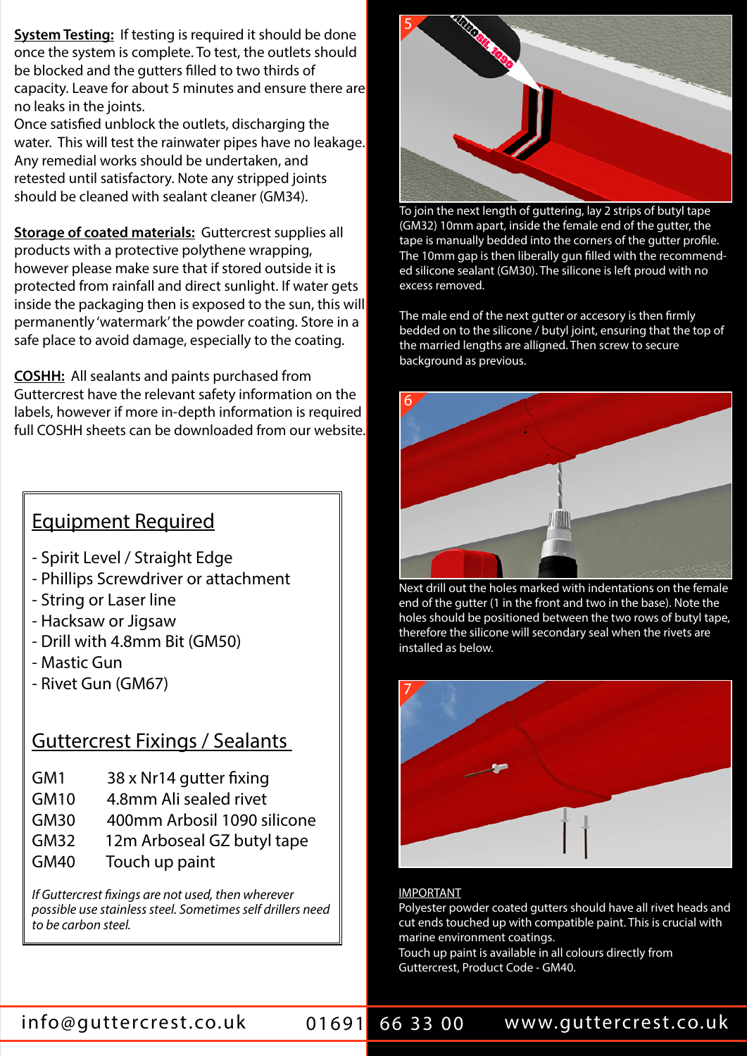**System Testing:** If testing is required it should be done once the system is complete. To test, the outlets should be blocked and the gutters filled to two thirds of capacity. Leave for about 5 minutes and ensure there are no leaks in the joints.
Once satisfied unblock the outlets, discharging the water. This will test the rainwater pipes have no leakage. Any remedial works should be undertaken, and retested until satisfactory. Note any stripped joints should be cleaned with sealant cleaner (GM34).

**Storage of coated materials:** Guttercrest supplies all products with a protective polythene wrapping, however please make sure that if stored outside it is protected from rainfall and direct sunlight. If water gets inside the packaging then is exposed to the sun, this will permanently 'watermark' the powder coating. Store in a safe place to avoid damage, especially to the coating.

**COSHH:** All sealants and paints purchased from Guttercrest have the relevant safety information on the labels, however if more in-depth information is required full COSHH sheets can be downloaded from our website.

## Equipment Required

- Spirit Level / Straight Edge
- Phillips Screwdriver or attachment
- String or Laser line
- Hacksaw or Jigsaw
- Drill with 4.8mm Bit (GM50)
- Mastic Gun
- Rivet Gun (GM67)

## Guttercrest Fixings / Sealants

| | |
|---|---|
| GM1 | 38 x Nr14 gutter fixing |
| GM10 | 4.8mm Ali sealed rivet |
| GM30 | 400mm Arbosil 1090 silicone |
| GM32 | 12m Arboseal GZ butyl tape |
| GM40 | Touch up paint |

*If Guttercrest fixings are not used, then wherever possible use stainless steel. Sometimes self drillers need to be carbon steel.*

5

To join the next length of guttering, lay 2 strips of butyl tape (GM32) 10mm apart, inside the female end of the gutter, the tape is manually bedded into the corners of the gutter profile. The 10mm gap is then liberally gun filled with the recommended silicone sealant (GM30). The silicone is left proud with no excess removed.

The male end of the next gutter or accesory is then firmly bedded on to the silicone / butyl joint, ensuring that the top of the married lengths are alligned. Then screw to secure background as previous.

6

Next drill out the holes marked with indentations on the female end of the gutter (1 in the front and two in the base). Note the holes should be positioned between the two rows of butyl tape, therefore the silicone will secondary seal when the rivets are installed as below.

7

IMPORTANT
Polyester powder coated gutters should have all rivet heads and cut ends touched up with compatible paint. This is crucial with marine environment coatings.
Touch up paint is available in all colours directly from Guttercrest, Product Code - GM40.

info@guttercrest.co.uk 01691 66 33 00 www.guttercrest.co.uk